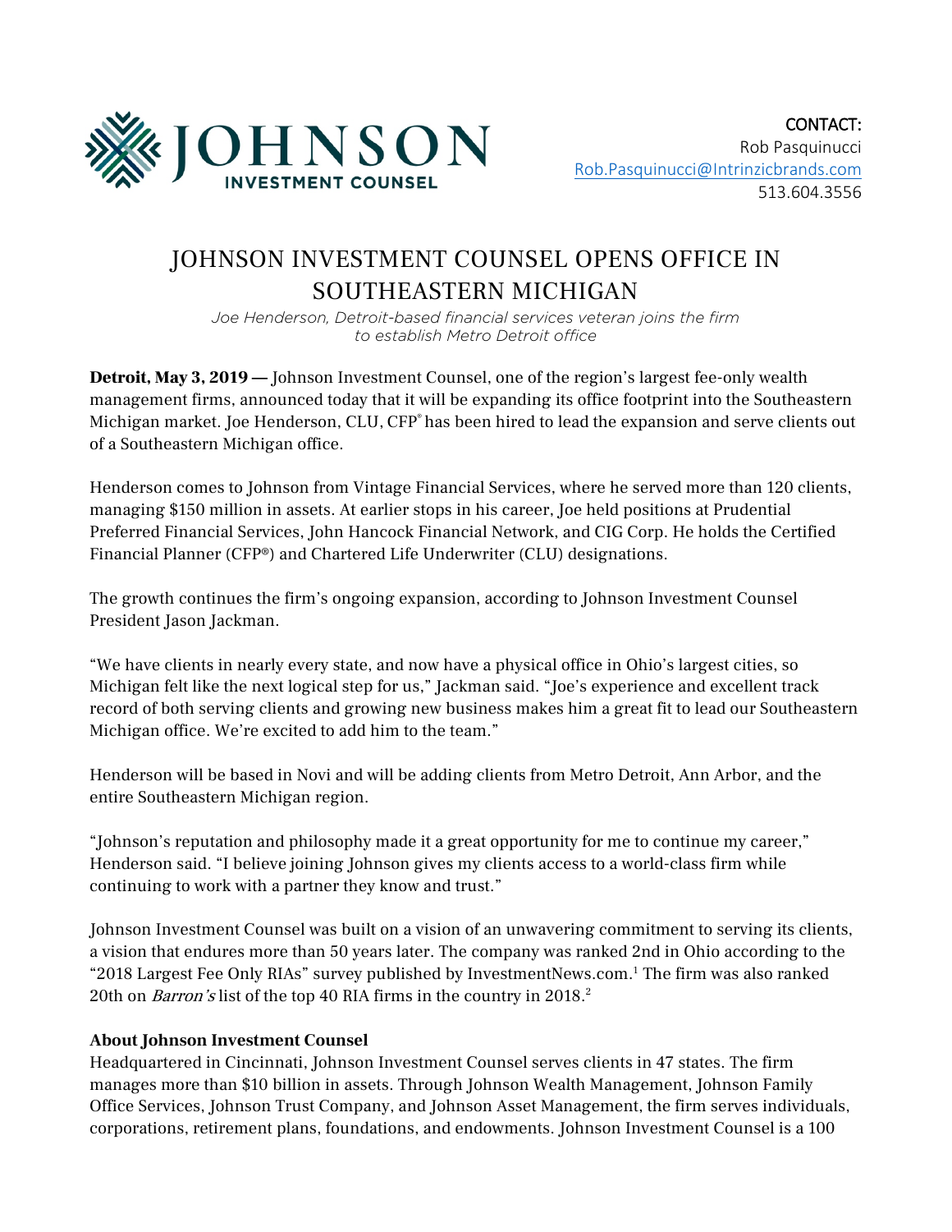JOHNSON INVESTMENT COUNSEL

CONTACT:
Rob Pasquinucci
Rob.Pasquinucci@Intrinzicbrands.com
513.604.3556

# JOHNSON INVESTMENT COUNSEL OPENS OFFICE IN SOUTHEASTERN MICHIGAN

*Joe Henderson, Detroit-based financial services veteran joins the firm to establish Metro Detroit office*

**Detroit, May 3, 2019 —** Johnson Investment Counsel, one of the region's largest fee-only wealth management firms, announced today that it will be expanding its office footprint into the Southeastern Michigan market. Joe Henderson, CLU, CFP® has been hired to lead the expansion and serve clients out of a Southeastern Michigan office.

Henderson comes to Johnson from Vintage Financial Services, where he served more than 120 clients, managing $150 million in assets. At earlier stops in his career, Joe held positions at Prudential Preferred Financial Services, John Hancock Financial Network, and CIG Corp. He holds the Certified Financial Planner (CFP®) and Chartered Life Underwriter (CLU) designations.

The growth continues the firm's ongoing expansion, according to Johnson Investment Counsel President Jason Jackman.

"We have clients in nearly every state, and now have a physical office in Ohio's largest cities, so Michigan felt like the next logical step for us," Jackman said. "Joe's experience and excellent track record of both serving clients and growing new business makes him a great fit to lead our Southeastern Michigan office. We're excited to add him to the team."

Henderson will be based in Novi and will be adding clients from Metro Detroit, Ann Arbor, and the entire Southeastern Michigan region.

"Johnson's reputation and philosophy made it a great opportunity for me to continue my career," Henderson said. "I believe joining Johnson gives my clients access to a world-class firm while continuing to work with a partner they know and trust."

Johnson Investment Counsel was built on a vision of an unwavering commitment to serving its clients, a vision that endures more than 50 years later. The company was ranked 2nd in Ohio according to the "2018 Largest Fee Only RIAs" survey published by InvestmentNews.com.[1] The firm was also ranked 20th on *Barron's* list of the top 40 RIA firms in the country in 2018.[2]

**About Johnson Investment Counsel**

Headquartered in Cincinnati, Johnson Investment Counsel serves clients in 47 states. The firm manages more than $10 billion in assets. Through Johnson Wealth Management, Johnson Family Office Services, Johnson Trust Company, and Johnson Asset Management, the firm serves individuals, corporations, retirement plans, foundations, and endowments. Johnson Investment Counsel is a 100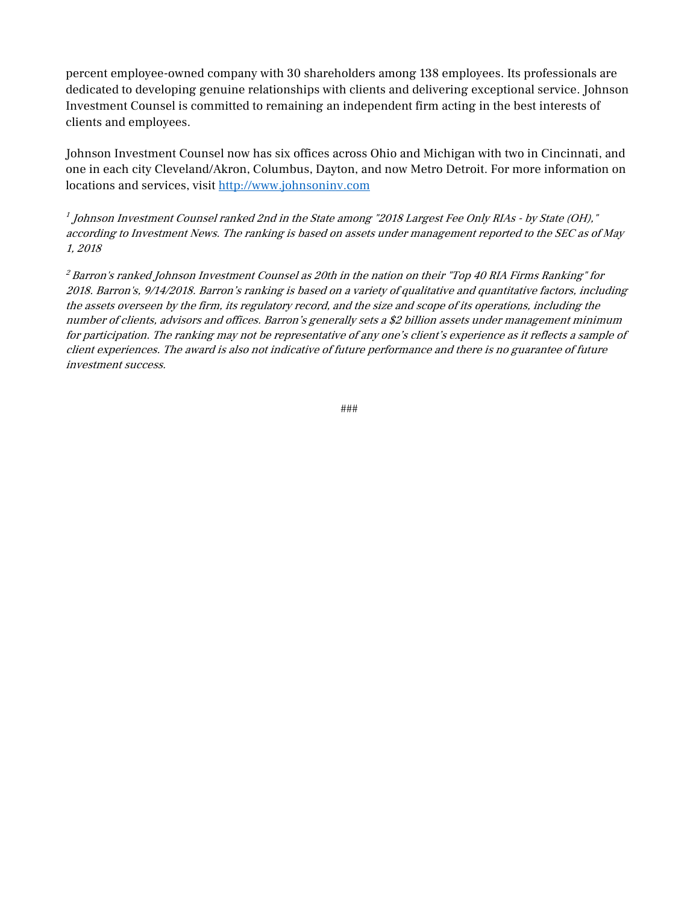percent employee-owned company with 30 shareholders among 138 employees. Its professionals are dedicated to developing genuine relationships with clients and delivering exceptional service. Johnson Investment Counsel is committed to remaining an independent firm acting in the best interests of clients and employees.

Johnson Investment Counsel now has six offices across Ohio and Michigan with two in Cincinnati, and one in each city Cleveland/Akron, Columbus, Dayton, and now Metro Detroit. For more information on locations and services, visit [http://www.johnsoninv.com](http://www.johnsoninv.com)

*[1] Johnson Investment Counsel ranked 2nd in the State among "2018 Largest Fee Only RIAs - by State (OH)," according to Investment News. The ranking is based on assets under management reported to the SEC as of May 1, 2018*

*[2] Barron's ranked Johnson Investment Counsel as 20th in the nation on their "Top 40 RIA Firms Ranking" for 2018. Barron's, 9/14/2018. Barron's ranking is based on a variety of qualitative and quantitative factors, including the assets overseen by the firm, its regulatory record, and the size and scope of its operations, including the number of clients, advisors and offices. Barron's generally sets a $2 billion assets under management minimum for participation. The ranking may not be representative of any one's client's experience as it reflects a sample of client experiences. The award is also not indicative of future performance and there is no guarantee of future investment success.*

###